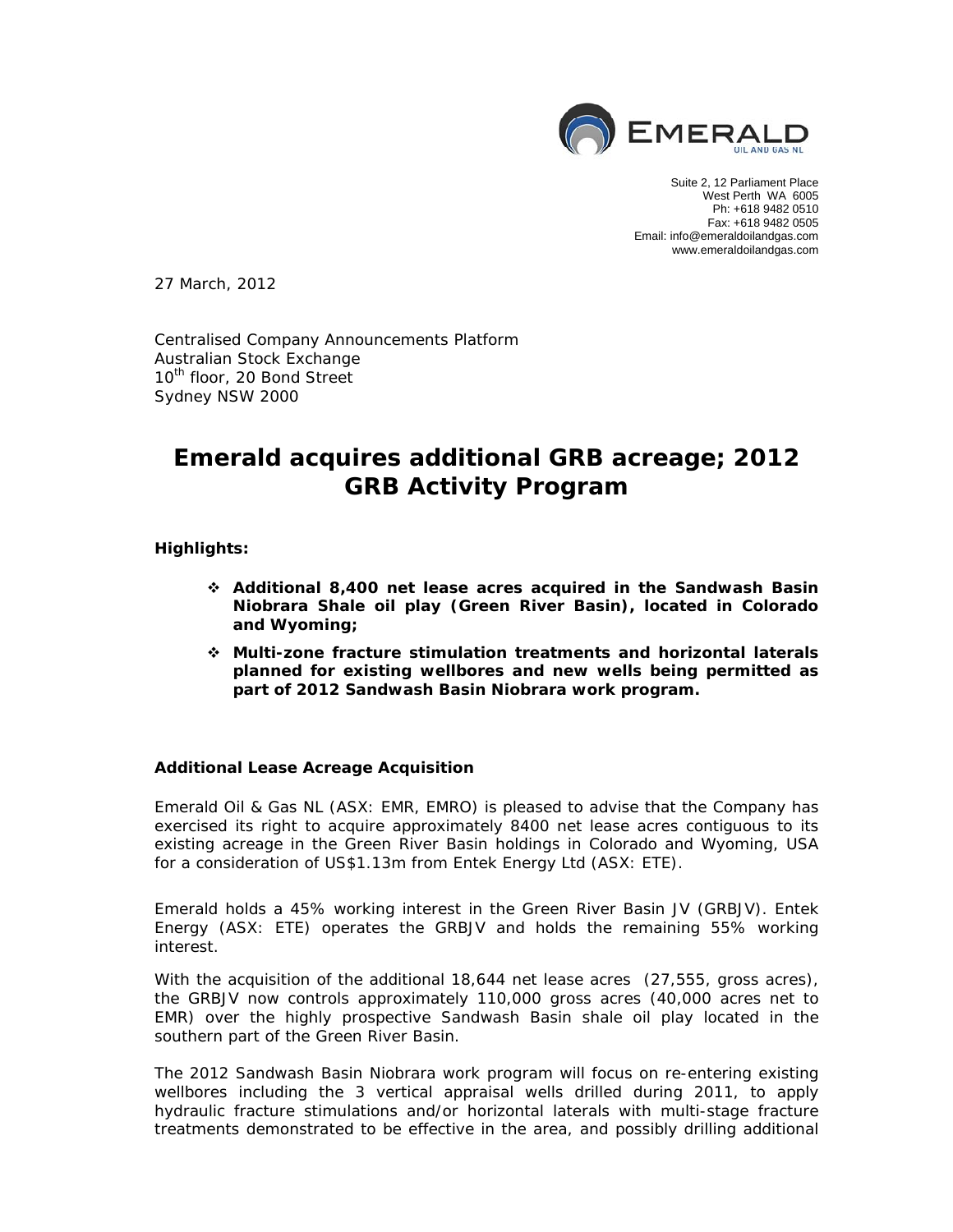Suite 2, 12 Parliament Place
West Perth WA 6005
Ph: +618 9482 0510
Fax: +618 9482 0505
Email: info@emeraldoilandgas.com
www.emeraldoilandgas.com

27 March, 2012

Centralised Company Announcements Platform
Australian Stock Exchange
10th floor, 20 Bond Street
Sydney NSW 2000

# Emerald acquires additional GRB acreage; 2012 GRB Activity Program

**Highlights:**

- **Additional 8,400 net lease acres acquired in the Sandwash Basin Niobrara Shale oil play (Green River Basin), located in Colorado and Wyoming;**
- **Multi-zone fracture stimulation treatments and horizontal laterals planned for existing wellbores and new wells being permitted as part of 2012 Sandwash Basin Niobrara work program.**

**Additional Lease Acreage Acquisition**

Emerald Oil & Gas NL (ASX: EMR, EMRO) is pleased to advise that the Company has exercised its right to acquire approximately 8400 net lease acres contiguous to its existing acreage in the Green River Basin holdings in Colorado and Wyoming, USA for a consideration of US$1.13m from Entek Energy Ltd (ASX: ETE).

Emerald holds a 45% working interest in the Green River Basin JV (GRBJV). Entek Energy (ASX: ETE) operates the GRBJV and holds the remaining 55% working interest.

With the acquisition of the additional 18,644 net lease acres (27,555, gross acres), the GRBJV now controls approximately 110,000 gross acres (40,000 acres net to EMR) over the highly prospective Sandwash Basin shale oil play located in the southern part of the Green River Basin.

The 2012 Sandwash Basin Niobrara work program will focus on re-entering existing wellbores including the 3 vertical appraisal wells drilled during 2011, to apply hydraulic fracture stimulations and/or horizontal laterals with multi-stage fracture treatments demonstrated to be effective in the area, and possibly drilling additional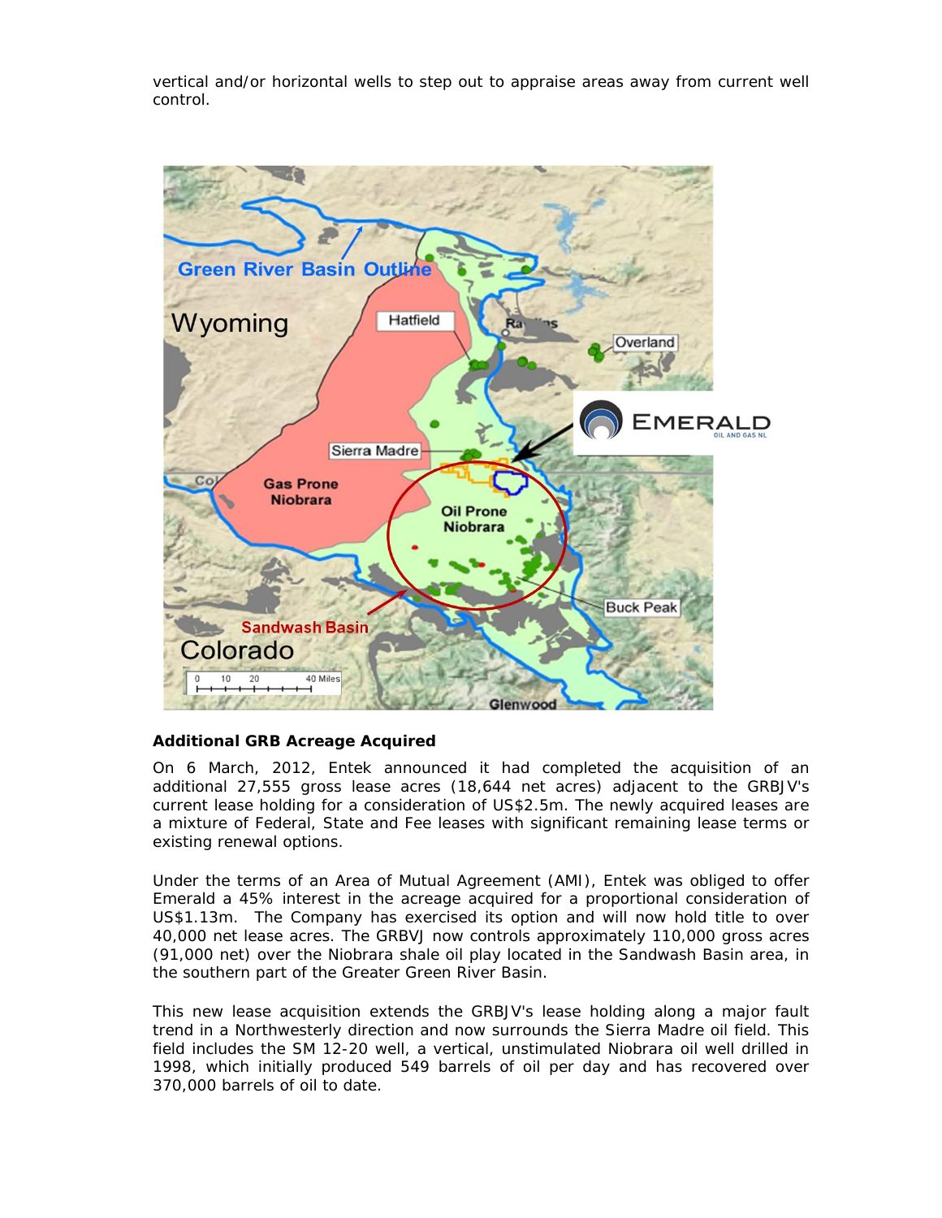vertical and/or horizontal wells to step out to appraise areas away from current well control.

### Additional GRB Acreage Acquired

On 6 March, 2012, Entek announced it had completed the acquisition of an additional 27,555 gross lease acres (18,644 net acres) adjacent to the GRBJV's current lease holding for a consideration of US$2.5m. The newly acquired leases are a mixture of Federal, State and Fee leases with significant remaining lease terms or existing renewal options.

Under the terms of an Area of Mutual Agreement (AMI), Entek was obliged to offer Emerald a 45% interest in the acreage acquired for a proportional consideration of US$1.13m. The Company has exercised its option and will now hold title to over 40,000 net lease acres. The GRBVJ now controls approximately 110,000 gross acres (91,000 net) over the Niobrara shale oil play located in the Sandwash Basin area, in the southern part of the Greater Green River Basin.

This new lease acquisition extends the GRBJV's lease holding along a major fault trend in a Northwesterly direction and now surrounds the Sierra Madre oil field. This field includes the SM 12-20 well, a vertical, unstimulated Niobrara oil well drilled in 1998, which initially produced 549 barrels of oil per day and has recovered over 370,000 barrels of oil to date.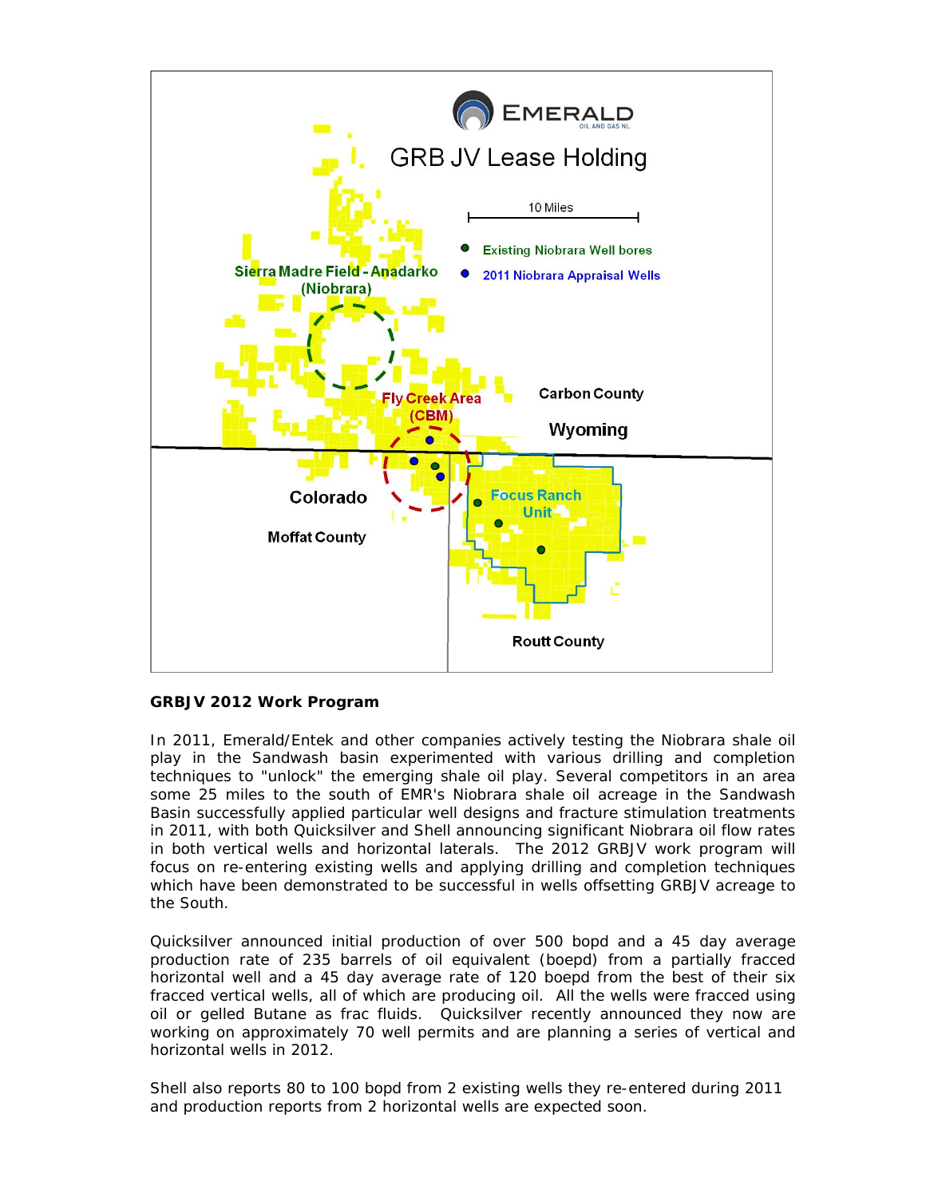**GRBJV 2012 Work Program**

In 2011, Emerald/Entek and other companies actively testing the Niobrara shale oil play in the Sandwash basin experimented with various drilling and completion techniques to "unlock" the emerging shale oil play. Several competitors in an area some 25 miles to the south of EMR's Niobrara shale oil acreage in the Sandwash Basin successfully applied particular well designs and fracture stimulation treatments in 2011, with both Quicksilver and Shell announcing significant Niobrara oil flow rates in both vertical wells and horizontal laterals. The 2012 GRBJV work program will focus on re-entering existing wells and applying drilling and completion techniques which have been demonstrated to be successful in wells offsetting GRBJV acreage to the South.

Quicksilver announced initial production of over 500 bopd and a 45 day average production rate of 235 barrels of oil equivalent (boepd) from a partially fracced horizontal well and a 45 day average rate of 120 boepd from the best of their six fracced vertical wells, all of which are producing oil. All the wells were fracced using oil or gelled Butane as frac fluids. Quicksilver recently announced they now are working on approximately 70 well permits and are planning a series of vertical and horizontal wells in 2012.

Shell also reports 80 to 100 bopd from 2 existing wells they re-entered during 2011 and production reports from 2 horizontal wells are expected soon.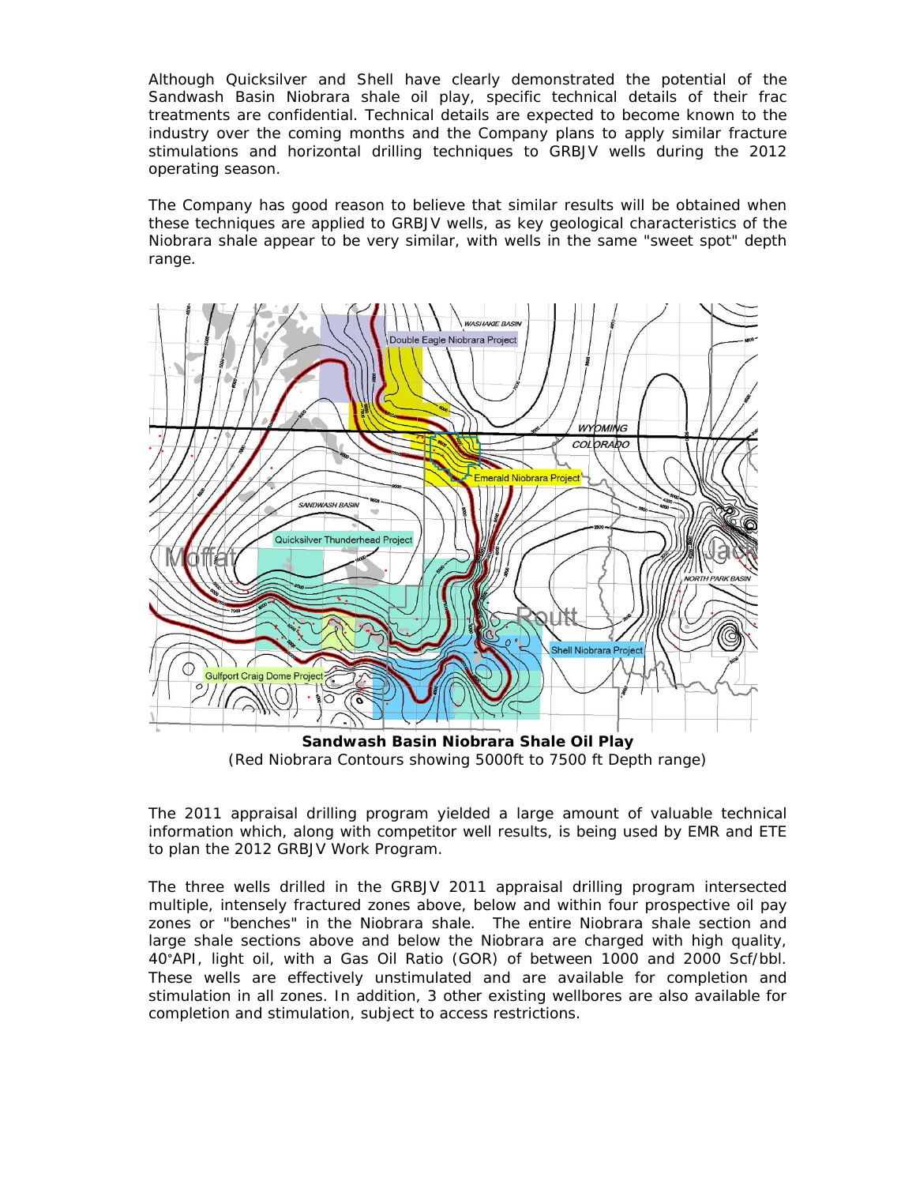Although Quicksilver and Shell have clearly demonstrated the potential of the Sandwash Basin Niobrara shale oil play, specific technical details of their frac treatments are confidential. Technical details are expected to become known to the industry over the coming months and the Company plans to apply similar fracture stimulations and horizontal drilling techniques to GRBJV wells during the 2012 operating season.

The Company has good reason to believe that similar results will be obtained when these techniques are applied to GRBJV wells, as key geological characteristics of the Niobrara shale appear to be very similar, with wells in the same "sweet spot" depth range.

**Sandwash Basin Niobrara Shale Oil Play**
(Red Niobrara Contours showing 5000ft to 7500 ft Depth range)

The 2011 appraisal drilling program yielded a large amount of valuable technical information which, along with competitor well results, is being used by EMR and ETE to plan the 2012 GRBJV Work Program.

The three wells drilled in the GRBJV 2011 appraisal drilling program intersected multiple, intensely fractured zones above, below and within four prospective oil pay zones or "benches" in the Niobrara shale. The entire Niobrara shale section and large shale sections above and below the Niobrara are charged with high quality, 40°API, light oil, with a Gas Oil Ratio (GOR) of between 1000 and 2000 Scf/bbl. These wells are effectively unstimulated and are available for completion and stimulation in all zones. In addition, 3 other existing wellbores are also available for completion and stimulation, subject to access restrictions.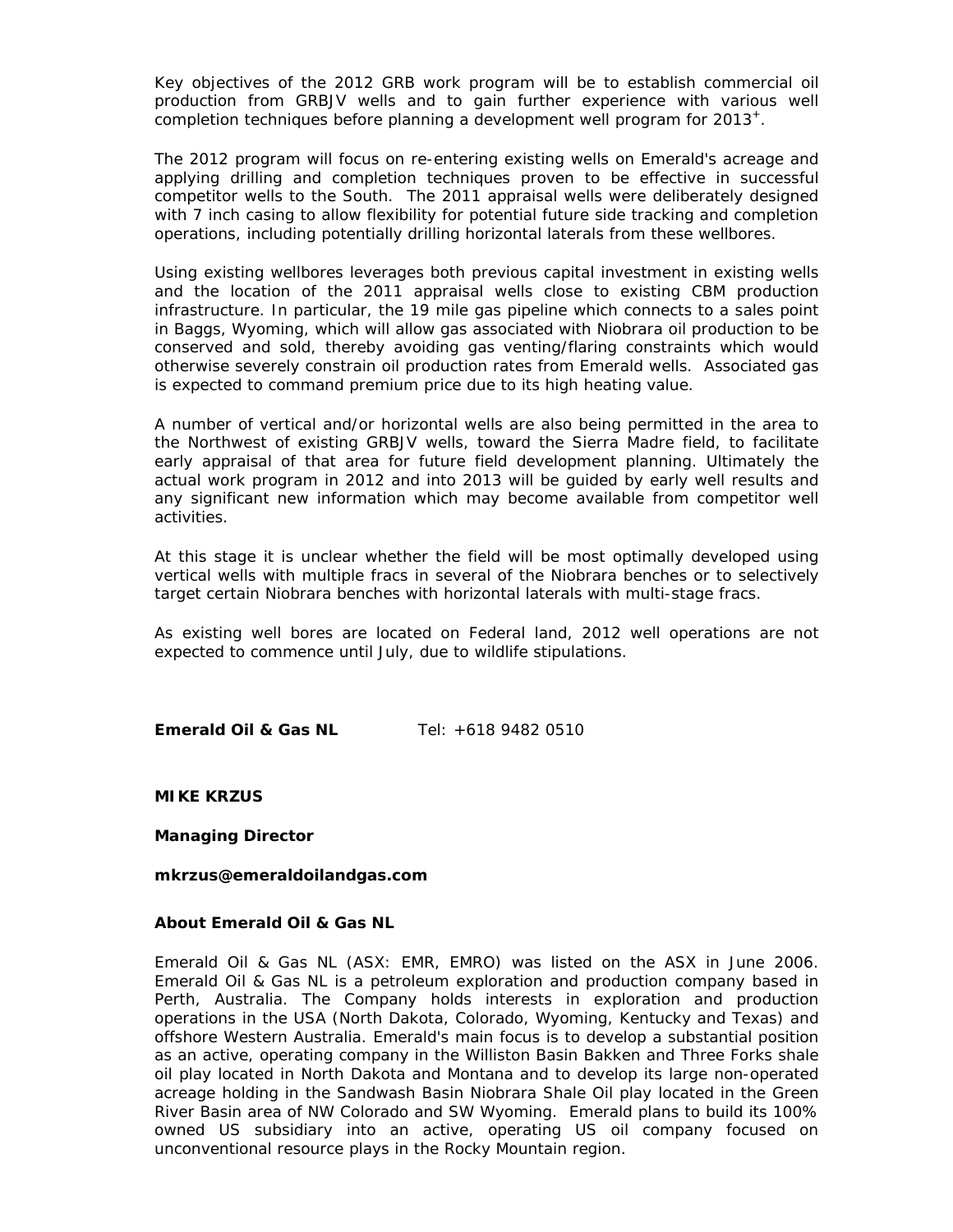Key objectives of the 2012 GRB work program will be to establish commercial oil production from GRBJV wells and to gain further experience with various well completion techniques before planning a development well program for 2013$^{+}$.

The 2012 program will focus on re-entering existing wells on Emerald's acreage and applying drilling and completion techniques proven to be effective in successful competitor wells to the South. The 2011 appraisal wells were deliberately designed with 7 inch casing to allow flexibility for potential future side tracking and completion operations, including potentially drilling horizontal laterals from these wellbores.

Using existing wellbores leverages both previous capital investment in existing wells and the location of the 2011 appraisal wells close to existing CBM production infrastructure. In particular, the 19 mile gas pipeline which connects to a sales point in Baggs, Wyoming, which will allow gas associated with Niobrara oil production to be conserved and sold, thereby avoiding gas venting/flaring constraints which would otherwise severely constrain oil production rates from Emerald wells. Associated gas is expected to command premium price due to its high heating value.

A number of vertical and/or horizontal wells are also being permitted in the area to the Northwest of existing GRBJV wells, toward the Sierra Madre field, to facilitate early appraisal of that area for future field development planning. Ultimately the actual work program in 2012 and into 2013 will be guided by early well results and any significant new information which may become available from competitor well activities.

At this stage it is unclear whether the field will be most optimally developed using vertical wells with multiple fracs in several of the Niobrara benches or to selectively target certain Niobrara benches with horizontal laterals with multi-stage fracs.

As existing well bores are located on Federal land, 2012 well operations are not expected to commence until July, due to wildlife stipulations.

**Emerald Oil & Gas NL** Tel: +618 9482 0510

**MIKE KRZUS**

**Managing Director**

**mkrzus@emeraldoilandgas.com**

**About Emerald Oil & Gas NL**

Emerald Oil & Gas NL (ASX: EMR, EMRO) was listed on the ASX in June 2006. Emerald Oil & Gas NL is a petroleum exploration and production company based in Perth, Australia. The Company holds interests in exploration and production operations in the USA (North Dakota, Colorado, Wyoming, Kentucky and Texas) and offshore Western Australia. Emerald's main focus is to develop a substantial position as an active, operating company in the Williston Basin Bakken and Three Forks shale oil play located in North Dakota and Montana and to develop its large non-operated acreage holding in the Sandwash Basin Niobrara Shale Oil play located in the Green River Basin area of NW Colorado and SW Wyoming. Emerald plans to build its 100% owned US subsidiary into an active, operating US oil company focused on unconventional resource plays in the Rocky Mountain region.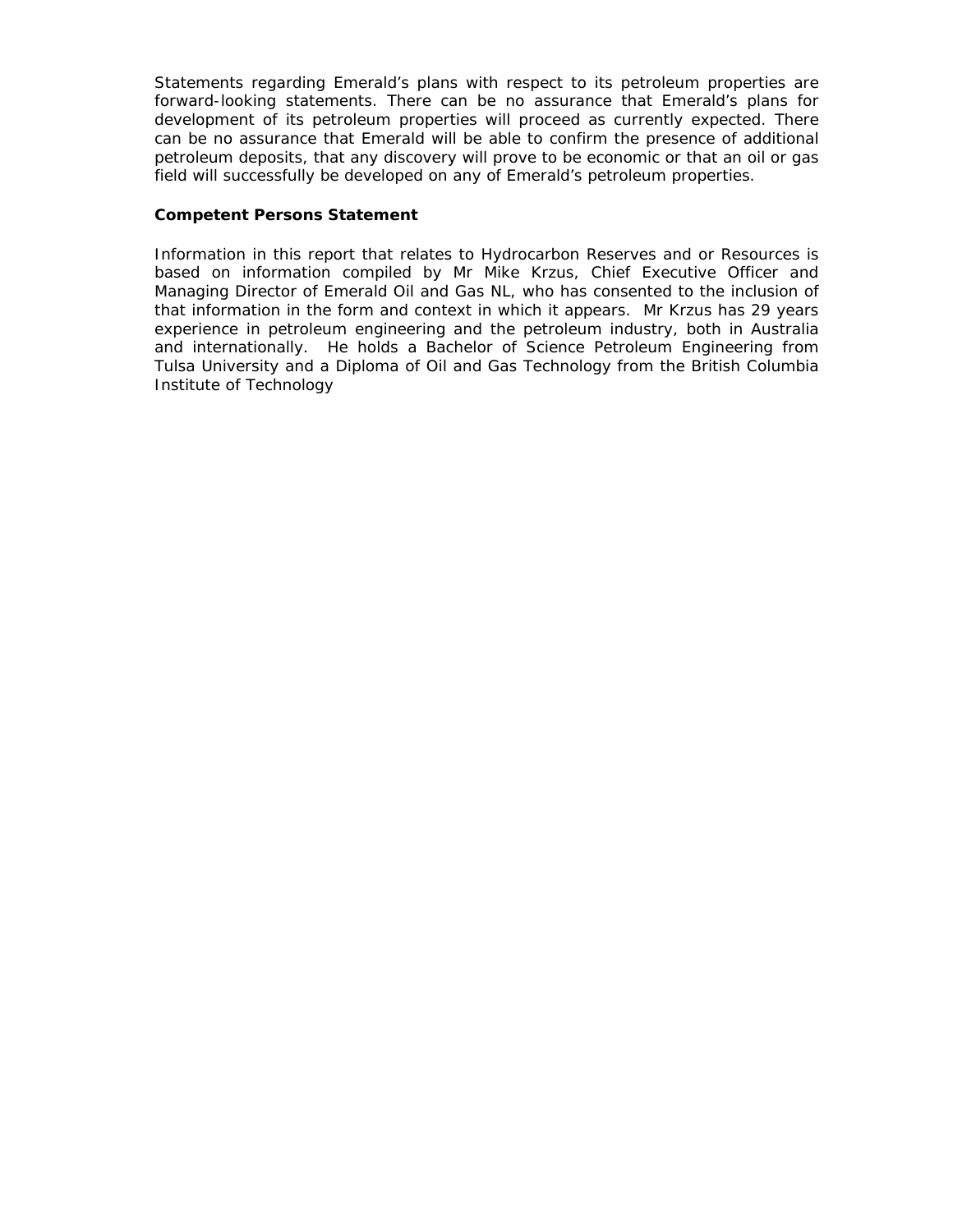Statements regarding Emerald's plans with respect to its petroleum properties are forward-looking statements. There can be no assurance that Emerald's plans for development of its petroleum properties will proceed as currently expected. There can be no assurance that Emerald will be able to confirm the presence of additional petroleum deposits, that any discovery will prove to be economic or that an oil or gas field will successfully be developed on any of Emerald's petroleum properties.

**Competent Persons Statement**

Information in this report that relates to Hydrocarbon Reserves and or Resources is based on information compiled by Mr Mike Krzus, Chief Executive Officer and Managing Director of Emerald Oil and Gas NL, who has consented to the inclusion of that information in the form and context in which it appears. Mr Krzus has 29 years experience in petroleum engineering and the petroleum industry, both in Australia and internationally. He holds a Bachelor of Science Petroleum Engineering from Tulsa University and a Diploma of Oil and Gas Technology from the British Columbia Institute of Technology